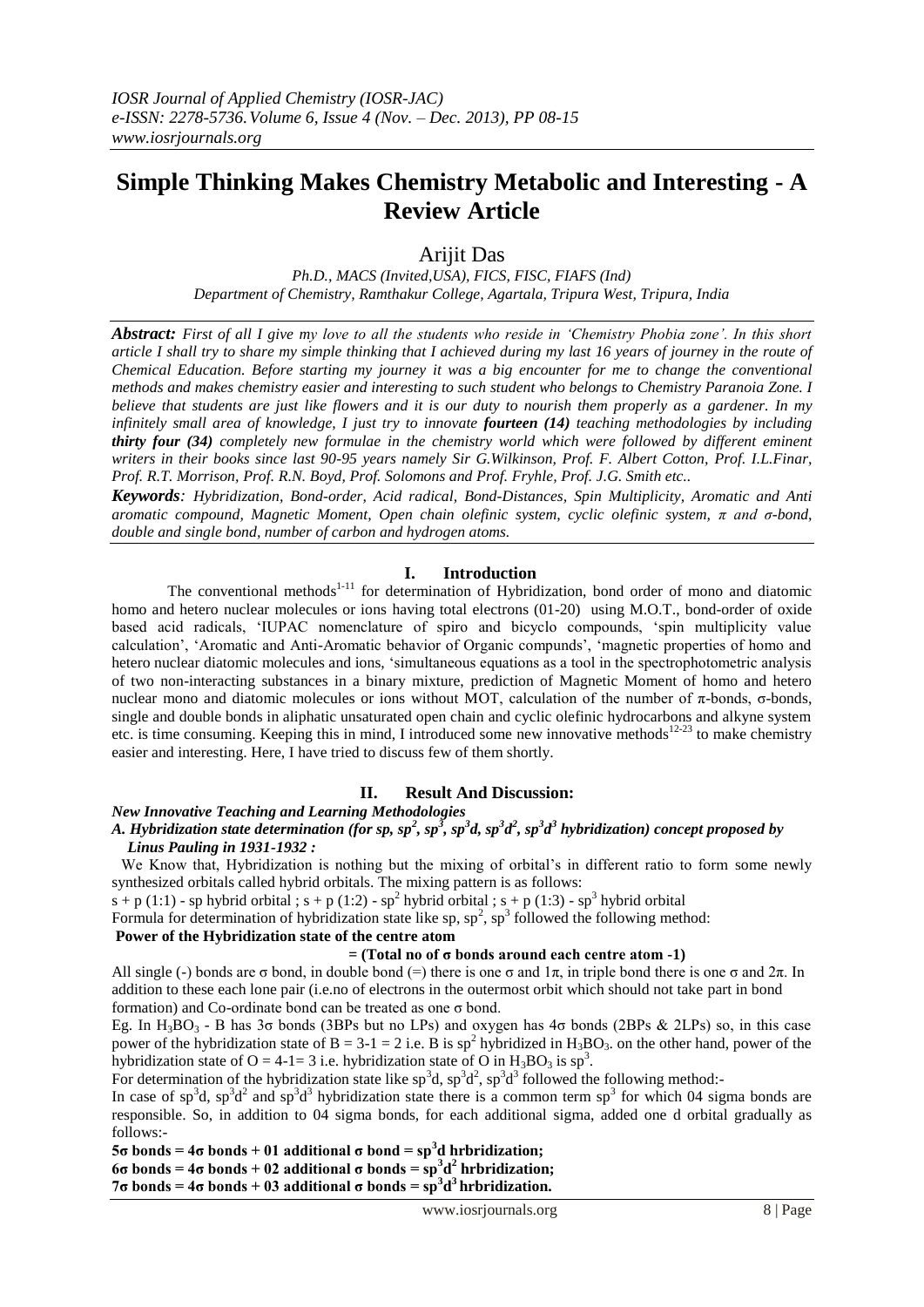*IOSR Journal of Applied Chemistry (IOSR-JAC)*
*e-ISSN: 2278-5736. Volume 6, Issue 4 (Nov. – Dec. 2013), PP 08-15*
*www.iosrjournals.org*

# Simple Thinking Makes Chemistry Metabolic and Interesting - A Review Article

Arijit Das

*Ph.D., MACS (Invited,USA), FICS, FISC, FIAFS (Ind)*
*Department of Chemistry, Ramthakur College, Agartala, Tripura West, Tripura, India*

***Abstract:*** *First of all I give my love to all the students who reside in 'Chemistry Phobia zone'. In this short article I shall try to share my simple thinking that I achieved during my last 16 years of journey in the route of Chemical Education. Before starting my journey it was a big encounter for me to change the conventional methods and makes chemistry easier and interesting to such student who belongs to Chemistry Paranoia Zone. I believe that students are just like flowers and it is our duty to nourish them properly as a gardener. In my infinitely small area of knowledge, I just try to innovate* ***fourteen (14)*** *teaching methodologies by including* ***thirty four (34)*** *completely new formulae in the chemistry world which were followed by different eminent writers in their books since last 90-95 years namely Sir G.Wilkinson, Prof. F. Albert Cotton, Prof. I.L.Finar, Prof. R.T. Morrison, Prof. R.N. Boyd, Prof. Solomons and Prof. Fryhle, Prof. J.G. Smith etc..*

***Keywords****: Hybridization, Bond-order, Acid radical, Bond-Distances, Spin Multiplicity, Aromatic and Anti aromatic compound, Magnetic Moment, Open chain olefinic system, cyclic olefinic system, π and σ-bond, double and single bond, number of carbon and hydrogen atoms.*

## I. Introduction

The conventional methods[1-11] for determination of Hybridization, bond order of mono and diatomic homo and hetero nuclear molecules or ions having total electrons (01-20) using M.O.T., bond-order of oxide based acid radicals, 'IUPAC nomenclature of spiro and bicyclo compounds, 'spin multiplicity value calculation', 'Aromatic and Anti-Aromatic behavior of Organic compunds', 'magnetic properties of homo and hetero nuclear diatomic molecules and ions, 'simultaneous equations as a tool in the spectrophotometric analysis of two non-interacting substances in a binary mixture, prediction of Magnetic Moment of homo and hetero nuclear mono and diatomic molecules or ions without MOT, calculation of the number of π-bonds, σ-bonds, single and double bonds in aliphatic unsaturated open chain and cyclic olefinic hydrocarbons and alkyne system etc. is time consuming. Keeping this in mind, I introduced some new innovative methods[12-23] to make chemistry easier and interesting. Here, I have tried to discuss few of them shortly.

## II. Result And Discussion:

### *New Innovative Teaching and Learning Methodologies*

#### *A. Hybridization state determination (for sp, $sp^2$, $sp^3$, $sp^3d$, $sp^3d^2$, $sp^3d^3$ hybridization) concept proposed by Linus Pauling in 1931-1932 :*

We Know that, Hybridization is nothing but the mixing of orbital's in different ratio to form some newly synthesized orbitals called hybrid orbitals. The mixing pattern is as follows:

s + p (1:1) - sp hybrid orbital ; s + p (1:2) - $sp^2$ hybrid orbital ; s + p (1:3) - $sp^3$ hybrid orbital

Formula for determination of hybridization state like sp, $sp^2$, $sp^3$ followed the following method:

**Power of the Hybridization state of the centre atom**

**= (Total no of σ bonds around each centre atom -1)**

All single (-) bonds are σ bond, in double bond (=) there is one σ and 1π, in triple bond there is one σ and 2π. In addition to these each lone pair (i.e.no of electrons in the outermost orbit which should not take part in bond formation) and Co-ordinate bond can be treated as one σ bond.

Eg. In $H_3BO_3$ - B has 3σ bonds (3BPs but no LPs) and oxygen has 4σ bonds (2BPs & 2LPs) so, in this case power of the hybridization state of B = 3-1 = 2 i.e. B is $sp^2$ hybridized in $H_3BO_3$. on the other hand, power of the hybridization state of O = 4-1= 3 i.e. hybridization state of O in $H_3BO_3$ is $sp^3$.

For determination of the hybridization state like $sp^3d$, $sp^3d^2$, $sp^3d^3$ followed the following method:-

In case of $sp^3d$, $sp^3d^2$ and $sp^3d^3$ hybridization state there is a common term $sp^3$ for which 04 sigma bonds are responsible. So, in addition to 04 sigma bonds, for each additional sigma, added one d orbital gradually as follows:-

**5σ bonds = 4σ bonds + 01 additional σ bond = $sp^3d$ hrbridization;**
**6σ bonds = 4σ bonds + 02 additional σ bonds = $sp^3d^2$ hrbridization;**
**7σ bonds = 4σ bonds + 03 additional σ bonds = $sp^3d^3$ hrbridization.**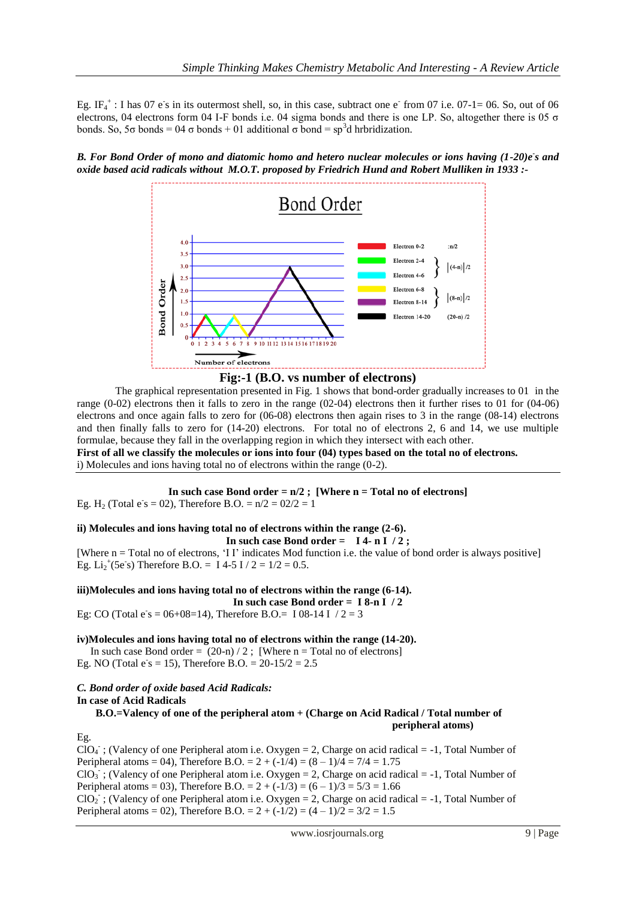Eg. $IF_4^+$ : I has 07 $e^-$s in its outermost shell, so, in this case, subtract one $e^-$ from 07 i.e. 07-1= 06. So, out of 06 electrons, 04 electrons form 04 I-F bonds i.e. 04 sigma bonds and there is one LP. So, altogether there is 05 σ bonds. So, 5σ bonds = 04 σ bonds + 01 additional σ bond = $sp^3d$ hrbridization.

***B. For Bond Order of mono and diatomic homo and hetero nuclear molecules or ions having (1-20)$e^-$s and oxide based acid radicals without M.O.T. proposed by Friedrich Hund and Robert Mulliken in 1933 :-***

**Fig:-1 (B.O. vs number of electrons)**

The graphical representation presented in Fig. 1 shows that bond-order gradually increases to 01 in the range (0-02) electrons then it falls to zero in the range (02-04) electrons then it further rises to 01 for (04-06) electrons and once again falls to zero for (06-08) electrons then again rises to 3 in the range (08-14) electrons and then finally falls to zero for (14-20) electrons. For total no of electrons 2, 6 and 14, we use multiple formulae, because they fall in the overlapping region in which they intersect with each other.

**First of all we classify the molecules or ions into four (04) types based on the total no of electrons.**

i) Molecules and ions having total no of electrons within the range (0-2).

**In such case Bond order = n/2 ; [Where n = Total no of electrons]**

Eg. $H_2$ (Total $e^-$s = 02), Therefore B.O. = n/2 = 02/2 = 1

**ii) Molecules and ions having total no of electrons within the range (2-6).**

**In such case Bond order = I 4- n I / 2 ;**

[Where n = Total no of electrons, 'I I' indicates Mod function i.e. the value of bond order is always positive]

Eg. $Li_2^+$($5e^-$s) Therefore B.O. = I 4-5 I / 2 = 1/2 = 0.5.

**iii)Molecules and ions having total no of electrons within the range (6-14).**

**In such case Bond order = I 8-n I / 2**

Eg: CO (Total $e^-$s = 06+08=14), Therefore B.O.= I 08-14 I / 2 = 3

**iv)Molecules and ions having total no of electrons within the range (14-20).**

In such case Bond order = (20-n) / 2 ; [Where n = Total no of electrons]

Eg. NO (Total $e^-$s = 15), Therefore B.O. = 20-15/2 = 2.5

***C. Bond order of oxide based Acid Radicals:***

**In case of Acid Radicals**

**B.O.=Valency of one of the peripheral atom + (Charge on Acid Radical / Total number of peripheral atoms)**

Eg.

$ClO_4^-$ ; (Valency of one Peripheral atom i.e. Oxygen = 2, Charge on acid radical = -1, Total Number of Peripheral atoms = 04), Therefore B.O. = 2 + (-1/4) = (8 – 1)/4 = 7/4 = 1.75

$ClO_3^-$ ; (Valency of one Peripheral atom i.e. Oxygen = 2, Charge on acid radical = -1, Total Number of Peripheral atoms = 03), Therefore B.O. = 2 + (-1/3) = (6 – 1)/3 = 5/3 = 1.66

$ClO_2^-$ ; (Valency of one Peripheral atom i.e. Oxygen = 2, Charge on acid radical = -1, Total Number of Peripheral atoms = 02), Therefore B.O. = 2 + (-1/2) = (4 – 1)/2 = 3/2 = 1.5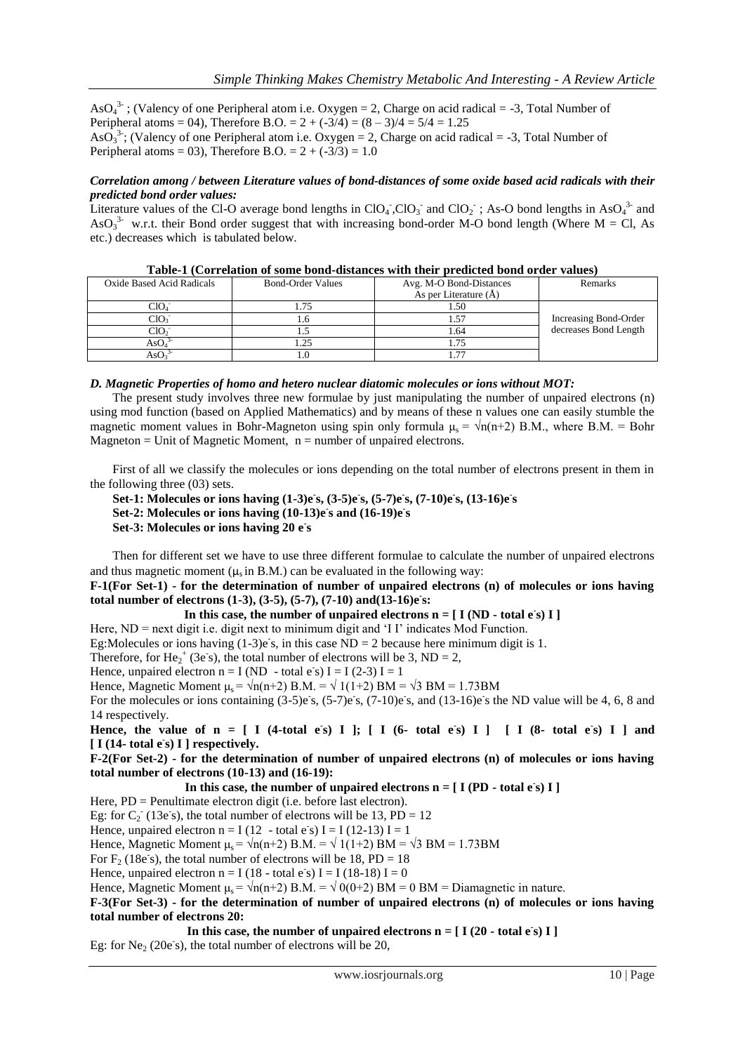$AsO_4^{3-}$ ; (Valency of one Peripheral atom i.e. Oxygen = 2, Charge on acid radical = -3, Total Number of Peripheral atoms = 04), Therefore B.O. = 2 + (-3/4) = (8 – 3)/4 = 5/4 = 1.25

$AsO_3^{3-}$; (Valency of one Peripheral atom i.e. Oxygen = 2, Charge on acid radical = -3, Total Number of Peripheral atoms = 03), Therefore B.O. = 2 + (-3/3) = 1.0

***Correlation among / between Literature values of bond-distances of some oxide based acid radicals with their predicted bond order values:***

Literature values of the Cl-O average bond lengths in $ClO_4^-$, $ClO_3^-$ and $ClO_2^-$ ; As-O bond lengths in $AsO_4^{3-}$ and $AsO_3^{3-}$ w.r.t. their Bond order suggest that with increasing bond-order M-O bond length (Where M = Cl, As etc.) decreases which is tabulated below.

**Table-1 (Correlation of some bond-distances with their predicted bond order values)**

| Oxide Based Acid Radicals | Bond-Order Values | Avg. M-O Bond-Distances As per Literature (Å) | Remarks |
|---|---|---|---|
| $ClO_4^-$ | 1.75 | 1.50 | |
| $ClO_3^-$ | 1.6 | 1.57 | Increasing Bond-Order decreases Bond Length |
| $ClO_2^-$ | 1.5 | 1.64 | |
| $AsO_4^{3-}$ | 1.25 | 1.75 | |
| $AsO_3^{3-}$ | 1.0 | 1.77 | |

### *D. Magnetic Properties of homo and hetero nuclear diatomic molecules or ions without MOT:*

The present study involves three new formulae by just manipulating the number of unpaired electrons (n) using mod function (based on Applied Mathematics) and by means of these n values one can easily stumble the magnetic moment values in Bohr-Magneton using spin only formula $\mu_s = \sqrt{n(n+2)}$ B.M., where B.M. = Bohr Magneton = Unit of Magnetic Moment, n = number of unpaired electrons.

First of all we classify the molecules or ions depending on the total number of electrons present in them in the following three (03) sets.

**Set-1: Molecules or ions having (1-3)$e^-$s, (3-5)$e^-$s, (5-7)$e^-$s, (7-10)$e^-$s, (13-16)$e^-$s**
**Set-2: Molecules or ions having (10-13)$e^-$s and (16-19)$e^-$s**
**Set-3: Molecules or ions having 20 $e^-$s**

Then for different set we have to use three different formulae to calculate the number of unpaired electrons and thus magnetic moment ($\mu_s$ in B.M.) can be evaluated in the following way:

**F-1(For Set-1) - for the determination of number of unpaired electrons (n) of molecules or ions having total number of electrons (1-3), (3-5), (5-7), (7-10) and(13-16)$e^-$s:**

**In this case, the number of unpaired electrons n = [ I (ND - total $e^-$s) I ]**

Here, ND = next digit i.e. digit next to minimum digit and 'I I' indicates Mod Function.

Eg:Molecules or ions having (1-3)$e^-$s, in this case ND = 2 because here minimum digit is 1.

Therefore, for $He_2^+$ (3$e^-$s), the total number of electrons will be 3, ND = 2,

Hence, unpaired electron n = I (ND - total $e^-$s) I = I (2-3) I = 1

Hence, Magnetic Moment $\mu_s = \sqrt{n(n+2)}$ B.M. = $\sqrt{1(1+2)}$ BM = $\sqrt{3}$ BM = 1.73BM

For the molecules or ions containing (3-5)$e^-$s, (5-7)$e^-$s, (7-10)$e^-$s, and (13-16)$e^-$s the ND value will be 4, 6, 8 and 14 respectively.

**Hence, the value of n = [ I (4-total $e^-$s) I ]; [ I (6- total $e^-$s) I ] [ I (8- total $e^-$s) I ] and [ I (14- total $e^-$s) I ] respectively.**

**F-2(For Set-2) - for the determination of number of unpaired electrons (n) of molecules or ions having total number of electrons (10-13) and (16-19):**

**In this case, the number of unpaired electrons n = [ I (PD - total $e^-$s) I ]**

Here, PD = Penultimate electron digit (i.e. before last electron).

Eg: for $C_2^-$ (13$e^-$s), the total number of electrons will be 13, PD = 12

Hence, unpaired electron n = I (12 - total $e^-$s) I = I (12-13) I = 1

Hence, Magnetic Moment $\mu_s = \sqrt{n(n+2)}$ B.M. = $\sqrt{1(1+2)}$ BM = $\sqrt{3}$ BM = 1.73BM

For $F_2$ (18$e^-$s), the total number of electrons will be 18, PD = 18

Hence, unpaired electron n = I (18 - total $e^-$s) I = I (18-18) I = 0

Hence, Magnetic Moment $\mu_s = \sqrt{n(n+2)}$ B.M. = $\sqrt{0(0+2)}$ BM = 0 BM = Diamagnetic in nature.

**F-3(For Set-3) - for the determination of number of unpaired electrons (n) of molecules or ions having total number of electrons 20:**

**In this case, the number of unpaired electrons n = [ I (20 - total $e^-$s) I ]**

Eg: for $Ne_2$ (20$e^-$s), the total number of electrons will be 20,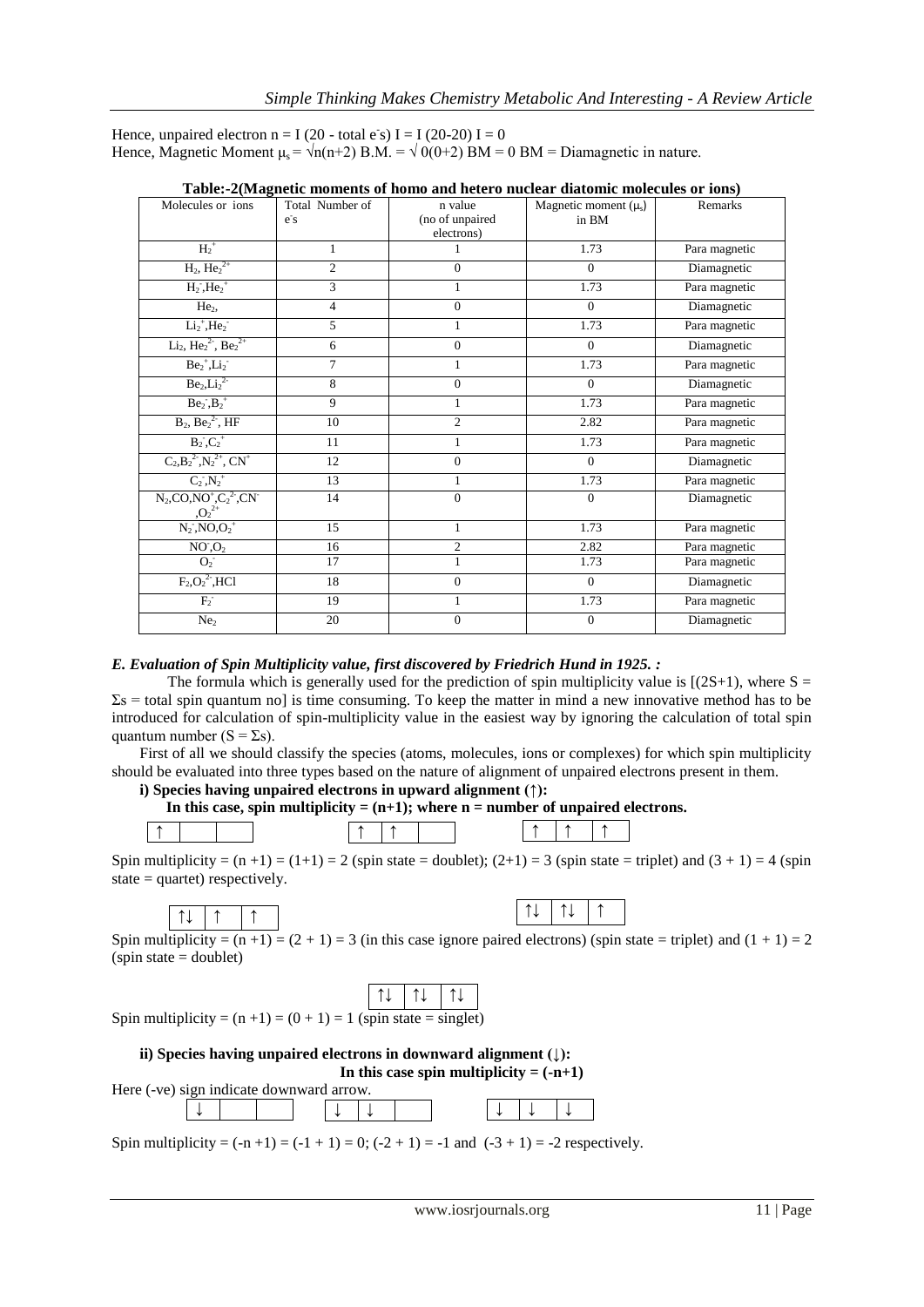Hence, unpaired electron n = I (20 - total e⁻s) I = I (20-20) I = 0
Hence, Magnetic Moment $\mu_s = \sqrt{n(n+2)}$ B.M. = $\sqrt{0(0+2)}$ BM = 0 BM = Diamagnetic in nature.

**Table:-2(Magnetic moments of homo and hetero nuclear diatomic molecules or ions)**

| Molecules or ions | Total Number of e⁻s | n value (no of unpaired electrons) | Magnetic moment ($\mu_s$) in BM | Remarks |
|---|---|---|---|---|
| $H_2^+$ | 1 | 1 | 1.73 | Para magnetic |
| $H_2$, $He_2^{2+}$ | 2 | 0 | 0 | Diamagnetic |
| $H_2^-$, $He_2^+$ | 3 | 1 | 1.73 | Para magnetic |
| $He_2$, | 4 | 0 | 0 | Diamagnetic |
| $Li_2^+$, $He_2^-$ | 5 | 1 | 1.73 | Para magnetic |
| $Li_2$, $He_2^{2-}$, $Be_2^{2+}$ | 6 | 0 | 0 | Diamagnetic |
| $Be_2^+$, $Li_2^-$ | 7 | 1 | 1.73 | Para magnetic |
| $Be_2$, $Li_2^{2-}$ | 8 | 0 | 0 | Diamagnetic |
| $Be_2^-$, $B_2^+$ | 9 | 1 | 1.73 | Para magnetic |
| $B_2$, $Be_2^{2-}$, HF | 10 | 2 | 2.82 | Para magnetic |
| $B_2^-$, $C_2^+$ | 11 | 1 | 1.73 | Para magnetic |
| $C_2$, $B_2^{2-}$, $N_2^{2+}$, $CN^+$ | 12 | 0 | 0 | Diamagnetic |
| $C_2^-$, $N_2^+$ | 13 | 1 | 1.73 | Para magnetic |
| $N_2$, CO, $NO^+$, $C_2^{2-}$, $CN^-$, $O_2^{2+}$ | 14 | 0 | 0 | Diamagnetic |
| $N_2^-$, NO, $O_2^+$ | 15 | 1 | 1.73 | Para magnetic |
| $NO^-$, $O_2$ | 16 | 2 | 2.82 | Para magnetic |
| $O_2^-$ | 17 | 1 | 1.73 | Para magnetic |
| $F_2$, $O_2^{2-}$, HCl | 18 | 0 | 0 | Diamagnetic |
| $F_2^-$ | 19 | 1 | 1.73 | Para magnetic |
| $Ne_2$ | 20 | 0 | 0 | Diamagnetic |

### *E. Evaluation of Spin Multiplicity value, first discovered by Friedrich Hund in 1925. :*

The formula which is generally used for the prediction of spin multiplicity value is [(2S+1), where S = Σs = total spin quantum no] is time consuming. To keep the matter in mind a new innovative method has to be introduced for calculation of spin-multiplicity value in the easiest way by ignoring the calculation of total spin quantum number (S = Σs).

First of all we should classify the species (atoms, molecules, ions or complexes) for which spin multiplicity should be evaluated into three types based on the nature of alignment of unpaired electrons present in them.

**i) Species having unpaired electrons in upward alignment (↑):**

**In this case, spin multiplicity = (n+1); where n = number of unpaired electrons.**

| ↑ | | |
|---|---|---|

| ↑ | ↑ | |
|---|---|---|

| ↑ | ↑ | ↑ |
|---|---|---|

Spin multiplicity = (n +1) = (1+1) = 2 (spin state = doublet); (2+1) = 3 (spin state = triplet) and (3 + 1) = 4 (spin state = quartet) respectively.

| ↑↓ | ↑ | ↑ |
|---|---|---|

| ↑↓ | ↑↓ | ↑ |
|---|---|---|

Spin multiplicity = (n +1) = (2 + 1) = 3 (in this case ignore paired electrons) (spin state = triplet) and (1 + 1) = 2 (spin state = doublet)

| ↑↓ | ↑↓ | ↑↓ |
|---|---|---|

Spin multiplicity = (n +1) = (0 + 1) = 1 (spin state = singlet)

**ii) Species having unpaired electrons in downward alignment (↓):**

**In this case spin multiplicity = (-n+1)**

Here (-ve) sign indicate downward arrow.

| ↓ | | |
|---|---|---|

| ↓ | ↓ | |
|---|---|---|

| ↓ | ↓ | ↓ |
|---|---|---|

Spin multiplicity = (-n +1) = (-1 + 1) = 0; (-2 + 1) = -1 and (-3 + 1) = -2 respectively.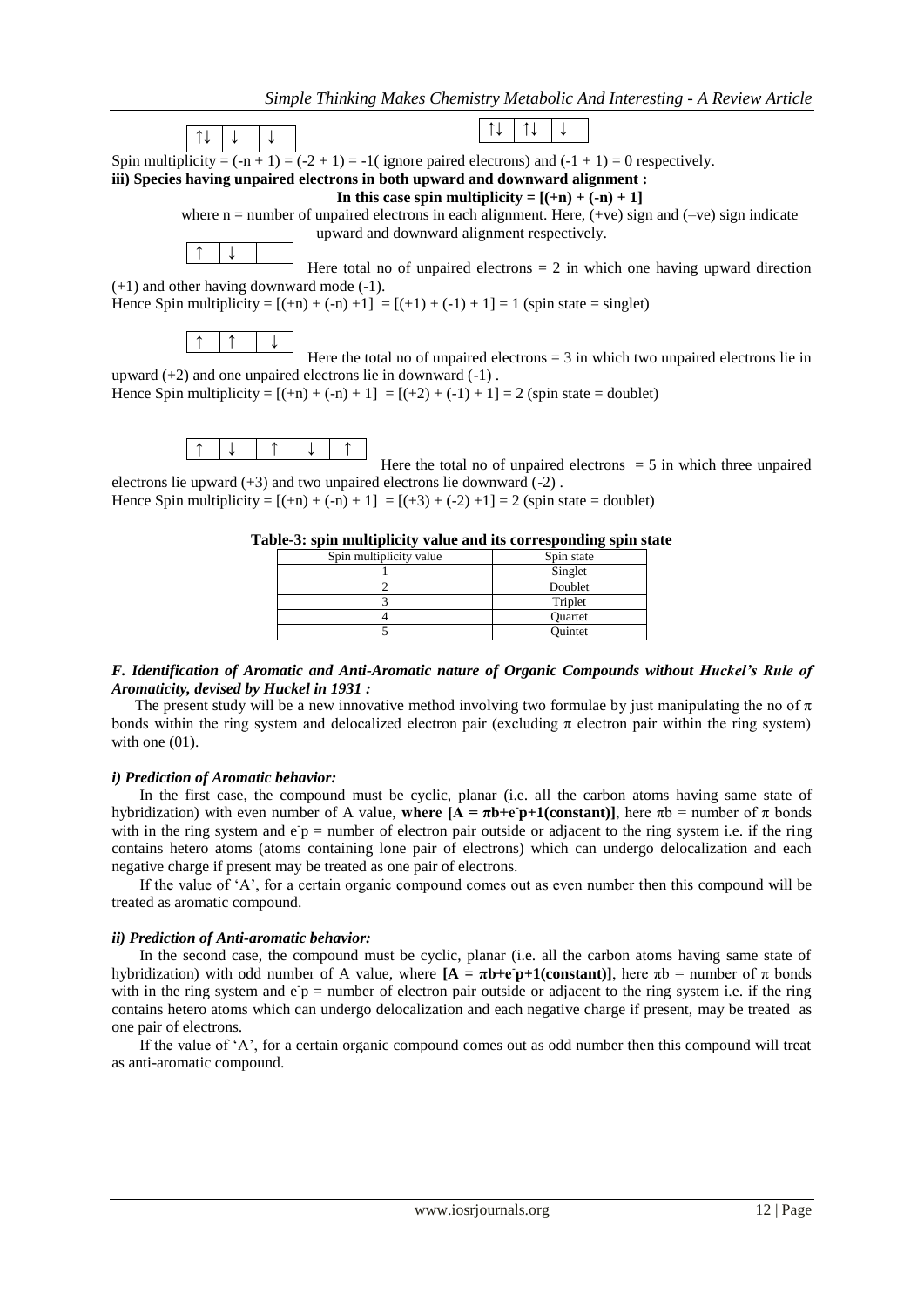| ↑↓ | ↓ | ↓ |
|---|---|---|

| ↑↓ | ↑↓ | ↓ |
|---|---|---|

Spin multiplicity = (-n + 1) = (-2 + 1) = -1( ignore paired electrons) and (-1 + 1) = 0 respectively.

**iii) Species having unpaired electrons in both upward and downward alignment :**

**In this case spin multiplicity = [(+n) + (-n) + 1]**

where n = number of unpaired electrons in each alignment. Here, (+ve) sign and (–ve) sign indicate upward and downward alignment respectively.

| ↑ | ↓ | |
|---|---|---|

Here total no of unpaired electrons = 2 in which one having upward direction (+1) and other having downward mode (-1).

Hence Spin multiplicity = [(+n) + (-n) +1] = [(+1) + (-1) + 1] = 1 (spin state = singlet)

| ↑ | ↑ | ↓ |
|---|---|---|

Here the total no of unpaired electrons = 3 in which two unpaired electrons lie in upward (+2) and one unpaired electrons lie in downward (-1) .

Hence Spin multiplicity = [(+n) + (-n) + 1] = [(+2) + (-1) + 1] = 2 (spin state = doublet)

| ↑ | ↓ | ↑ | ↓ | ↑ |
|---|---|---|---|---|

Here the total no of unpaired electrons = 5 in which three unpaired electrons lie upward (+3) and two unpaired electrons lie downward (-2) .

Hence Spin multiplicity = [(+n) + (-n) + 1] = [(+3) + (-2) +1] = 2 (spin state = doublet)

**Table-3: spin multiplicity value and its corresponding spin state**

| Spin multiplicity value | Spin state |
|---|---|
| 1 | Singlet |
| 2 | Doublet |
| 3 | Triplet |
| 4 | Quartet |
| 5 | Quintet |

### *F. Identification of Aromatic and Anti-Aromatic nature of Organic Compounds without Huckel's Rule of Aromaticity, devised by Huckel in 1931 :*

The present study will be a new innovative method involving two formulae by just manipulating the no of π bonds within the ring system and delocalized electron pair (excluding π electron pair within the ring system) with one (01).

#### *i) Prediction of Aromatic behavior:*

In the first case, the compound must be cyclic, planar (i.e. all the carbon atoms having same state of hybridization) with even number of A value, **where [A = πb+e⁻p+1(constant)]**, here πb = number of π bonds with in the ring system and e⁻p = number of electron pair outside or adjacent to the ring system i.e. if the ring contains hetero atoms (atoms containing lone pair of electrons) which can undergo delocalization and each negative charge if present may be treated as one pair of electrons.

If the value of 'A', for a certain organic compound comes out as even number then this compound will be treated as aromatic compound.

#### *ii) Prediction of Anti-aromatic behavior:*

In the second case, the compound must be cyclic, planar (i.e. all the carbon atoms having same state of hybridization) with odd number of A value, where **[A = πb+e⁻p+1(constant)]**, here πb = number of π bonds with in the ring system and e⁻p = number of electron pair outside or adjacent to the ring system i.e. if the ring contains hetero atoms which can undergo delocalization and each negative charge if present, may be treated as one pair of electrons.

If the value of 'A', for a certain organic compound comes out as odd number then this compound will treat as anti-aromatic compound.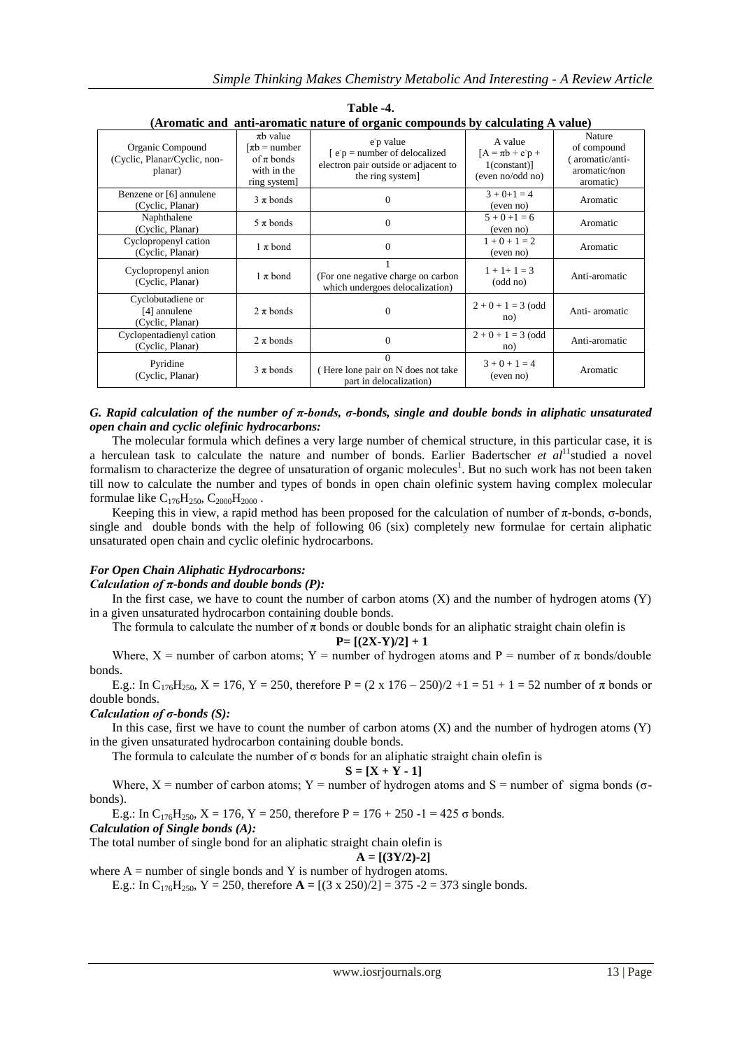**Table -4.**
**(Aromatic and anti-aromatic nature of organic compounds by calculating A value)**

| Organic Compound (Cyclic, Planar/Cyclic, non-planar) | πb value [πb = number of π bonds with in the ring system] | $e^-p$ value [ $e^-p$ = number of delocalized electron pair outside or adjacent to the ring system] | A value [A = πb + $e^-p$ + 1(constant)] (even no/odd no) | Nature of compound ( aromatic/anti-aromatic/non aromatic) |
|---|---|---|---|---|
| Benzene or [6] annulene (Cyclic, Planar) | 3 π bonds | 0 | 3 + 0+1 = 4 (even no) | Aromatic |
| Naphthalene (Cyclic, Planar) | 5 π bonds | 0 | 5 + 0 +1 = 6 (even no) | Aromatic |
| Cyclopropenyl cation (Cyclic, Planar) | 1 π bond | 0 | 1 + 0 + 1 = 2 (even no) | Aromatic |
| Cyclopropenyl anion (Cyclic, Planar) | 1 π bond | 1 (For one negative charge on carbon which undergoes delocalization) | 1 + 1+ 1 = 3 (odd no) | Anti-aromatic |
| Cyclobutadiene or [4] annulene (Cyclic, Planar) | 2 π bonds | 0 | 2 + 0 + 1 = 3 (odd no) | Anti- aromatic |
| Cyclopentadienyl cation (Cyclic, Planar) | 2 π bonds | 0 | 2 + 0 + 1 = 3 (odd no) | Anti-aromatic |
| Pyridine (Cyclic, Planar) | 3 π bonds | 0 ( Here lone pair on N does not take part in delocalization) | 3 + 0 + 1 = 4 (even no) | Aromatic |

### *G. Rapid calculation of the number of π-bonds, σ-bonds, single and double bonds in aliphatic unsaturated open chain and cyclic olefinic hydrocarbons:*

The molecular formula which defines a very large number of chemical structure, in this particular case, it is a herculean task to calculate the nature and number of bonds. Earlier Badertscher *et al*[11]studied a novel formalism to characterize the degree of unsaturation of organic molecules[1]. But no such work has not been taken till now to calculate the number and types of bonds in open chain olefinic system having complex molecular formulae like $C_{176}H_{250}$, $C_{2000}H_{2000}$ .

Keeping this in view, a rapid method has been proposed for the calculation of number of π-bonds, σ-bonds, single and double bonds with the help of following 06 (six) completely new formulae for certain aliphatic unsaturated open chain and cyclic olefinic hydrocarbons.

#### *For Open Chain Aliphatic Hydrocarbons:*

#### *Calculation of π-bonds and double bonds (P):*

In the first case, we have to count the number of carbon atoms (X) and the number of hydrogen atoms (Y) in a given unsaturated hydrocarbon containing double bonds.

The formula to calculate the number of π bonds or double bonds for an aliphatic straight chain olefin is

$$\mathbf{P= [(2X\text{-}Y)/2] + 1}$$

Where, X = number of carbon atoms; Y = number of hydrogen atoms and P = number of π bonds/double bonds.

E.g.: In $C_{176}H_{250}$, X = 176, Y = 250, therefore P = (2 x 176 – 250)/2 +1 = 51 + 1 = 52 number of π bonds or double bonds.

#### *Calculation of σ-bonds (S):*

In this case, first we have to count the number of carbon atoms (X) and the number of hydrogen atoms (Y) in the given unsaturated hydrocarbon containing double bonds.

The formula to calculate the number of σ bonds for an aliphatic straight chain olefin is

$$\mathbf{S = [X + Y - 1]}$$

Where, X = number of carbon atoms; Y = number of hydrogen atoms and S = number of sigma bonds (σ-bonds).

E.g.: In $C_{176}H_{250}$, X = 176, Y = 250, therefore P = 176 + 250 -1 = 425 σ bonds.

#### *Calculation of Single bonds (A):*

The total number of single bond for an aliphatic straight chain olefin is

$$\mathbf{A = [(3Y/2)\text{-}2]}$$

where A = number of single bonds and Y is number of hydrogen atoms.

E.g.: In $C_{176}H_{250}$, Y = 250, therefore **A =** [(3 x 250)/2] = 375 -2 = 373 single bonds.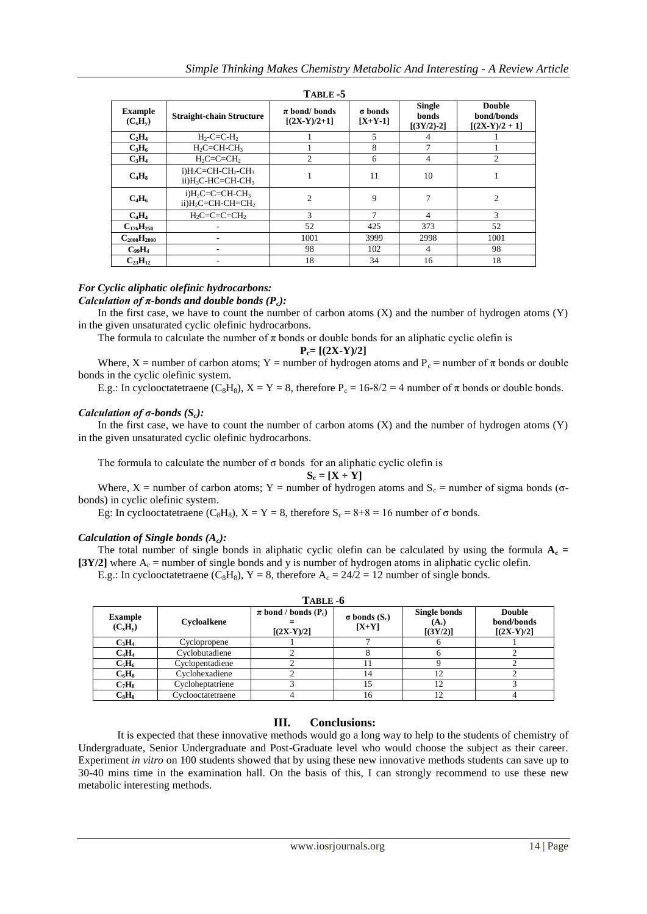**TABLE -5**

| Example ($C_xH_y$) | Straight-chain Structure | π bond/ bonds [(2X-Y)/2+1] | σ bonds [X+Y-1] | Single bonds [(3Y/2)-2] | Double bond/bonds [(2X-Y)/2 + 1] |
|---|---|---|---|---|---|
| $C_2H_4$ | $H_2$-C=C-$H_2$ | 1 | 5 | 4 | 1 |
| $C_3H_6$ | $H_2C$=CH-$CH_3$ | 1 | 8 | 7 | 1 |
| $C_3H_4$ | $H_2C$=C=$CH_2$ | 2 | 6 | 4 | 2 |
| $C_4H_8$ | i)$H_2C$=CH-$CH_2$-$CH_3$ ii)$H_3C$-HC=CH-$CH_3$ | 1 | 11 | 10 | 1 |
| $C_4H_6$ | i)$H_2C$=C=CH-$CH_3$ ii)$H_2C$=CH-CH=$CH_2$ | 2 | 9 | 7 | 2 |
| $C_4H_4$ | $H_2C$=C=C=$CH_2$ | 3 | 7 | 4 | 3 |
| $C_{176}H_{250}$ | - | 52 | 425 | 373 | 52 |
| $C_{2000}H_{2000}$ | - | 1001 | 3999 | 2998 | 1001 |
| $C_{99}H_4$ | - | 98 | 102 | 4 | 98 |
| $C_{23}H_{12}$ | - | 18 | 34 | 16 | 18 |

***For Cyclic aliphatic olefinic hydrocarbons:***

***Calculation of π-bonds and double bonds ($P_c$):***

In the first case, we have to count the number of carbon atoms (X) and the number of hydrogen atoms (Y) in the given unsaturated cyclic olefinic hydrocarbons.

The formula to calculate the number of π bonds or double bonds for an aliphatic cyclic olefin is

$$P_c = [(2X-Y)/2]$$

Where, X = number of carbon atoms; Y = number of hydrogen atoms and $P_c$ = number of π bonds or double bonds in the cyclic olefinic system.

E.g.: In cyclooctatetraene ($C_8H_8$), X = Y = 8, therefore $P_c$ = 16-8/2 = 4 number of π bonds or double bonds.

***Calculation of σ-bonds ($S_c$):***

In the first case, we have to count the number of carbon atoms (X) and the number of hydrogen atoms (Y) in the given unsaturated cyclic olefinic hydrocarbons.

The formula to calculate the number of σ bonds for an aliphatic cyclic olefin is

$$S_c = [X + Y]$$

Where, X = number of carbon atoms; Y = number of hydrogen atoms and $S_c$ = number of sigma bonds (σ-bonds) in cyclic olefinic system.

Eg: In cyclooctatetraene ($C_8H_8$), X = Y = 8, therefore $S_c$ = 8+8 = 16 number of σ bonds.

***Calculation of Single bonds ($A_c$):***

The total number of single bonds in aliphatic cyclic olefin can be calculated by using the formula $\mathbf{A_c = [3Y/2]}$ where $A_c$ = number of single bonds and y is number of hydrogen atoms in aliphatic cyclic olefin.

E.g.: In cyclooctatetraene ($C_8H_8$), Y = 8, therefore $A_c$ = 24/2 = 12 number of single bonds.

**TABLE -6**

| Example ($C_xH_y$) | Cycloalkene | π bond / bonds ($P_c$) = [(2X-Y)/2] | σ bonds ($S_c$) [X+Y] | Single bonds ($A_c$) [(3Y/2)] | Double bond/bonds [(2X-Y)/2] |
|---|---|---|---|---|---|
| $C_3H_4$ | Cyclopropene | 1 | 7 | 6 | 1 |
| $C_4H_4$ | Cyclobutadiene | 2 | 8 | 6 | 2 |
| $C_5H_6$ | Cyclopentadiene | 2 | 11 | 9 | 2 |
| $C_6H_8$ | Cyclohexadiene | 2 | 14 | 12 | 2 |
| $C_7H_8$ | Cycloheptatriene | 3 | 15 | 12 | 3 |
| $C_8H_8$ | Cyclooctatetraene | 4 | 16 | 12 | 4 |

## III. Conclusions:

It is expected that these innovative methods would go a long way to help to the students of chemistry of Undergraduate, Senior Undergraduate and Post-Graduate level who would choose the subject as their career. Experiment *in vitro* on 100 students showed that by using these new innovative methods students can save up to 30-40 mins time in the examination hall. On the basis of this, I can strongly recommend to use these new metabolic interesting methods.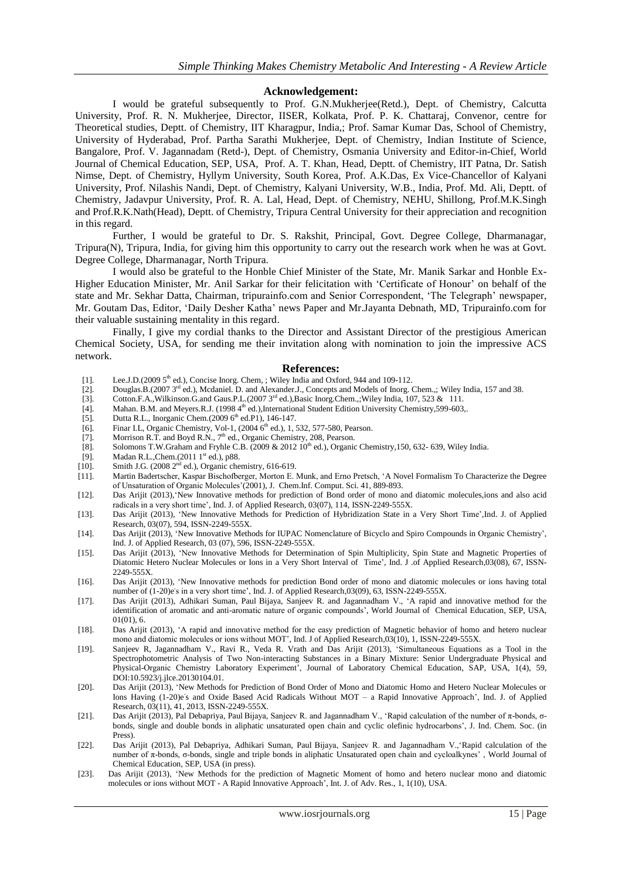## Acknowledgement:

I would be grateful subsequently to Prof. G.N.Mukherjee(Retd.), Dept. of Chemistry, Calcutta University, Prof. R. N. Mukherjee, Director, IISER, Kolkata, Prof. P. K. Chattaraj, Convenor, centre for Theoretical studies, Deptt. of Chemistry, IIT Kharagpur, India,; Prof. Samar Kumar Das, School of Chemistry, University of Hyderabad, Prof. Partha Sarathi Mukherjee, Dept. of Chemistry, Indian Institute of Science, Bangalore, Prof. V. Jagannadam (Retd-), Dept. of Chemistry, Osmania University and Editor-in-Chief, World Journal of Chemical Education, SEP, USA, Prof. A. T. Khan, Head, Deptt. of Chemistry, IIT Patna, Dr. Satish Nimse, Dept. of Chemistry, Hyllym University, South Korea, Prof. A.K.Das, Ex Vice-Chancellor of Kalyani University, Prof. Nilashis Nandi, Dept. of Chemistry, Kalyani University, W.B., India, Prof. Md. Ali, Deptt. of Chemistry, Jadavpur University, Prof. R. A. Lal, Head, Dept. of Chemistry, NEHU, Shillong, Prof.M.K.Singh and Prof.R.K.Nath(Head), Deptt. of Chemistry, Tripura Central University for their appreciation and recognition in this regard.

Further, I would be grateful to Dr. S. Rakshit, Principal, Govt. Degree College, Dharmanagar, Tripura(N), Tripura, India, for giving him this opportunity to carry out the research work when he was at Govt. Degree College, Dharmanagar, North Tripura.

I would also be grateful to the Honble Chief Minister of the State, Mr. Manik Sarkar and Honble Ex-Higher Education Minister, Mr. Anil Sarkar for their felicitation with 'Certificate of Honour' on behalf of the state and Mr. Sekhar Datta, Chairman, tripurainfo.com and Senior Correspondent, 'The Telegraph' newspaper, Mr. Goutam Das, Editor, 'Daily Desher Katha' news Paper and Mr.Jayanta Debnath, MD, Tripurainfo.com for their valuable sustaining mentality in this regard.

Finally, I give my cordial thanks to the Director and Assistant Director of the prestigious American Chemical Society, USA, for sending me their invitation along with nomination to join the impressive ACS network.

## References:

[1]. Lee.J.D.(2009 5th ed.), Concise Inorg. Chem, ; Wiley India and Oxford, 944 and 109-112.

[2]. Douglas.B.(2007 3rd ed.), Mcdaniel. D. and Alexander.J., Concepts and Models of Inorg. Chem.,; Wiley India, 157 and 38.

[3]. Cotton.F.A.,Wilkinson.G.and Gaus.P.L.(2007 3rd ed.),Basic Inorg.Chem.,;Wiley India, 107, 523 & 111.

[4]. Mahan. B.M. and Meyers.R.J. (1998 4th ed.),International Student Edition University Chemistry,599-603,.

[5]. Dutta R.L., Inorganic Chem.(2009 6th ed.P1), 146-147.

[6]. Finar I.L, Organic Chemistry, Vol-1, (2004 6th ed.), 1, 532, 577-580, Pearson.

[7]. Morrison R.T. and Boyd R.N., 7th ed., Organic Chemistry, 208, Pearson.

[8]. Solomons T.W.Graham and Fryhle C.B. (2009 & 2012 10th ed.), Organic Chemistry,150, 632- 639, Wiley India.

[9]. Madan R.L.,Chem.(2011 1st ed.), p88.

[10]. Smith J.G. (2008 2nd ed.), Organic chemistry, 616-619.

[11]. Martin Badertscher, Kaspar Bischofberger, Morton E. Munk, and Erno Pretsch, 'A Novel Formalism To Characterize the Degree of Unsaturation of Organic Molecules'(2001), J. Chem.Inf. Comput. Sci. 41, 889-893.

[12]. Das Arijit (2013),'New Innovative methods for prediction of Bond order of mono and diatomic molecules,ions and also acid radicals in a very short time', Ind. J. of Applied Research, 03(07), 114, ISSN-2249-555X.

[13]. Das Arijit (2013), 'New Innovative Methods for Prediction of Hybridization State in a Very Short Time',Ind. J. of Applied Research, 03(07), 594, ISSN-2249-555X.

[14]. Das Arijit (2013), 'New Innovative Methods for IUPAC Nomenclature of Bicyclo and Spiro Compounds in Organic Chemistry', Ind. J. of Applied Research, 03 (07), 596, ISSN-2249-555X.

[15]. Das Arijit (2013), 'New Innovative Methods for Determination of Spin Multiplicity, Spin State and Magnetic Properties of Diatomic Hetero Nuclear Molecules or Ions in a Very Short Interval of Time', Ind. J .of Applied Research,03(08), 67, ISSN-2249-555X.

[16]. Das Arijit (2013), 'New Innovative methods for prediction Bond order of mono and diatomic molecules or ions having total number of (1-20)e-s in a very short time', Ind. J. of Applied Research,03(09), 63, ISSN-2249-555X.

[17]. Das Arijit (2013), Adhikari Suman, Paul Bijaya, Sanjeev R. and Jagannadham V., 'A rapid and innovative method for the identification of aromatic and anti-aromatic nature of organic compounds', World Journal of Chemical Education, SEP, USA, 01(01), 6.

[18]. Das Arijit (2013), 'A rapid and innovative method for the easy prediction of Magnetic behavior of homo and hetero nuclear mono and diatomic molecules or ions without MOT', Ind. J of Applied Research,03(10), 1, ISSN-2249-555X.

[19]. Sanjeev R, Jagannadham V., Ravi R., Veda R. Vrath and Das Arijit (2013), 'Simultaneous Equations as a Tool in the Spectrophotometric Analysis of Two Non-interacting Substances in a Binary Mixture: Senior Undergraduate Physical and Physical-Organic Chemistry Laboratory Experiment', Journal of Laboratory Chemical Education, SAP, USA, 1(4), 59, DOI:10.5923/j.jlce.20130104.01.

[20]. Das Arijit (2013), 'New Methods for Prediction of Bond Order of Mono and Diatomic Homo and Hetero Nuclear Molecules or Ions Having (1-20)e-s and Oxide Based Acid Radicals Without MOT – a Rapid Innovative Approach', Ind. J. of Applied Research, 03(11), 41, 2013, ISSN-2249-555X.

[21]. Das Arijit (2013), Pal Debapriya, Paul Bijaya, Sanjeev R. and Jagannadham V., 'Rapid calculation of the number of π-bonds, σ-bonds, single and double bonds in aliphatic unsaturated open chain and cyclic olefinic hydrocarbons', J. Ind. Chem. Soc. (in Press).

[22]. Das Arijit (2013), Pal Debapriya, Adhikari Suman, Paul Bijaya, Sanjeev R. and Jagannadham V.,'Rapid calculation of the number of π-bonds, σ-bonds, single and triple bonds in aliphatic Unsaturated open chain and cycloalkynes' , World Journal of Chemical Education, SEP, USA (in press).

[23]. Das Arijit (2013), 'New Methods for the prediction of Magnetic Moment of homo and hetero nuclear mono and diatomic molecules or ions without MOT - A Rapid Innovative Approach', Int. J. of Adv. Res., 1, 1(10), USA.